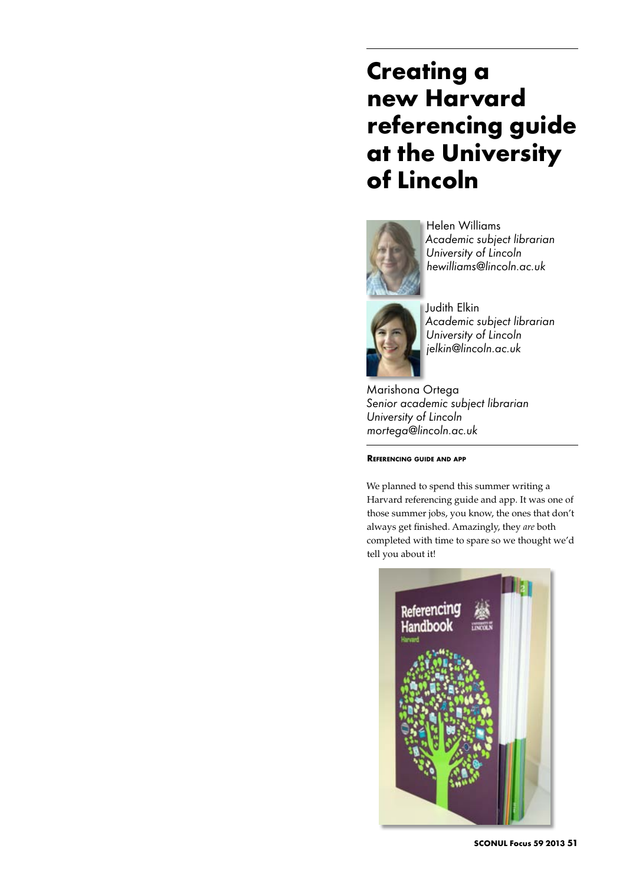# Creating a new Harvard referencing guide at the University of Lincoln

Helen Williams
*Academic subject librarian*
*University of Lincoln*
*hewilliams@lincoln.ac.uk*

Judith Elkin
*Academic subject librarian*
*University of Lincoln*
*jelkin@lincoln.ac.uk*

Marishona Ortega
*Senior academic subject librarian*
*University of Lincoln*
*mortega@lincoln.ac.uk*

## Referencing guide and app

We planned to spend this summer writing a Harvard referencing guide and app. It was one of those summer jobs, you know, the ones that don't always get finished. Amazingly, they *are* both completed with time to spare so we thought we'd tell you about it!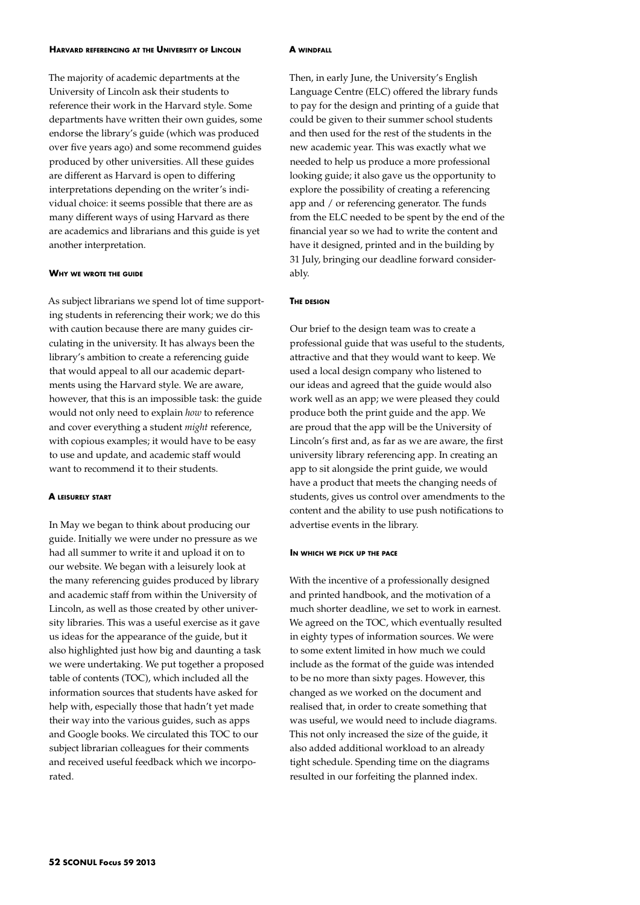### Harvard referencing at the University of Lincoln

The majority of academic departments at the University of Lincoln ask their students to reference their work in the Harvard style. Some departments have written their own guides, some endorse the library's guide (which was produced over five years ago) and some recommend guides produced by other universities. All these guides are different as Harvard is open to differing interpretations depending on the writer's individual choice: it seems possible that there are as many different ways of using Harvard as there are academics and librarians and this guide is yet another interpretation.

### Why we wrote the guide

As subject librarians we spend lot of time supporting students in referencing their work; we do this with caution because there are many guides circulating in the university. It has always been the library's ambition to create a referencing guide that would appeal to all our academic departments using the Harvard style. We are aware, however, that this is an impossible task: the guide would not only need to explain *how* to reference and cover everything a student *might* reference, with copious examples; it would have to be easy to use and update, and academic staff would want to recommend it to their students.

### A leisurely start

In May we began to think about producing our guide. Initially we were under no pressure as we had all summer to write it and upload it on to our website. We began with a leisurely look at the many referencing guides produced by library and academic staff from within the University of Lincoln, as well as those created by other university libraries. This was a useful exercise as it gave us ideas for the appearance of the guide, but it also highlighted just how big and daunting a task we were undertaking. We put together a proposed table of contents (TOC), which included all the information sources that students have asked for help with, especially those that hadn't yet made their way into the various guides, such as apps and Google books. We circulated this TOC to our subject librarian colleagues for their comments and received useful feedback which we incorporated.

### A windfall

Then, in early June, the University's English Language Centre (ELC) offered the library funds to pay for the design and printing of a guide that could be given to their summer school students and then used for the rest of the students in the new academic year. This was exactly what we needed to help us produce a more professional looking guide; it also gave us the opportunity to explore the possibility of creating a referencing app and / or referencing generator. The funds from the ELC needed to be spent by the end of the financial year so we had to write the content and have it designed, printed and in the building by 31 July, bringing our deadline forward considerably.

### The design

Our brief to the design team was to create a professional guide that was useful to the students, attractive and that they would want to keep. We used a local design company who listened to our ideas and agreed that the guide would also work well as an app; we were pleased they could produce both the print guide and the app. We are proud that the app will be the University of Lincoln's first and, as far as we are aware, the first university library referencing app. In creating an app to sit alongside the print guide, we would have a product that meets the changing needs of students, gives us control over amendments to the content and the ability to use push notifications to advertise events in the library.

### In which we pick up the pace

With the incentive of a professionally designed and printed handbook, and the motivation of a much shorter deadline, we set to work in earnest. We agreed on the TOC, which eventually resulted in eighty types of information sources. We were to some extent limited in how much we could include as the format of the guide was intended to be no more than sixty pages. However, this changed as we worked on the document and realised that, in order to create something that was useful, we would need to include diagrams. This not only increased the size of the guide, it also added additional workload to an already tight schedule. Spending time on the diagrams resulted in our forfeiting the planned index.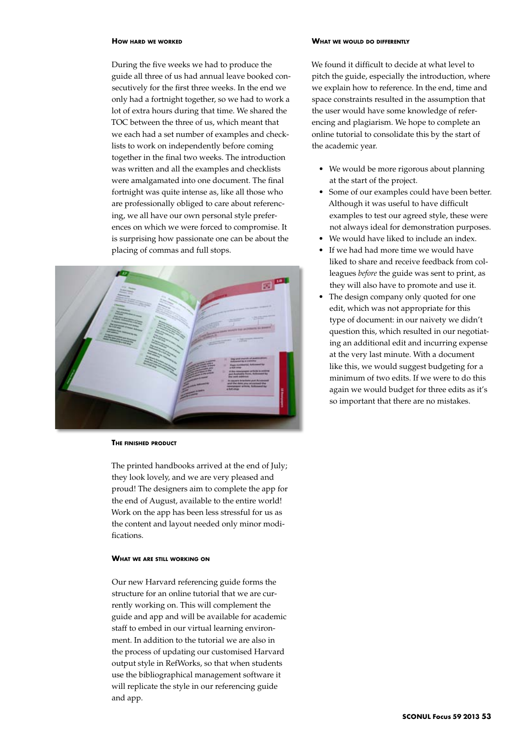### How hard we worked

During the five weeks we had to produce the guide all three of us had annual leave booked consecutively for the first three weeks. In the end we only had a fortnight together, so we had to work a lot of extra hours during that time. We shared the TOC between the three of us, which meant that we each had a set number of examples and checklists to work on independently before coming together in the final two weeks. The introduction was written and all the examples and checklists were amalgamated into one document. The final fortnight was quite intense as, like all those who are professionally obliged to care about referencing, we all have our own personal style preferences on which we were forced to compromise. It is surprising how passionate one can be about the placing of commas and full stops.

### The finished product

The printed handbooks arrived at the end of July; they look lovely, and we are very pleased and proud! The designers aim to complete the app for the end of August, available to the entire world! Work on the app has been less stressful for us as the content and layout needed only minor modifications.

### What we are still working on

Our new Harvard referencing guide forms the structure for an online tutorial that we are currently working on. This will complement the guide and app and will be available for academic staff to embed in our virtual learning environment. In addition to the tutorial we are also in the process of updating our customised Harvard output style in RefWorks, so that when students use the bibliographical management software it will replicate the style in our referencing guide and app.

### What we would do differently

We found it difficult to decide at what level to pitch the guide, especially the introduction, where we explain how to reference. In the end, time and space constraints resulted in the assumption that the user would have some knowledge of referencing and plagiarism. We hope to complete an online tutorial to consolidate this by the start of the academic year.

- We would be more rigorous about planning at the start of the project.
- Some of our examples could have been better. Although it was useful to have difficult examples to test our agreed style, these were not always ideal for demonstration purposes.
- We would have liked to include an index.
- If we had had more time we would have liked to share and receive feedback from colleagues *before* the guide was sent to print, as they will also have to promote and use it.
- The design company only quoted for one edit, which was not appropriate for this type of document: in our naivety we didn't question this, which resulted in our negotiating an additional edit and incurring expense at the very last minute. With a document like this, we would suggest budgeting for a minimum of two edits. If we were to do this again we would budget for three edits as it's so important that there are no mistakes.